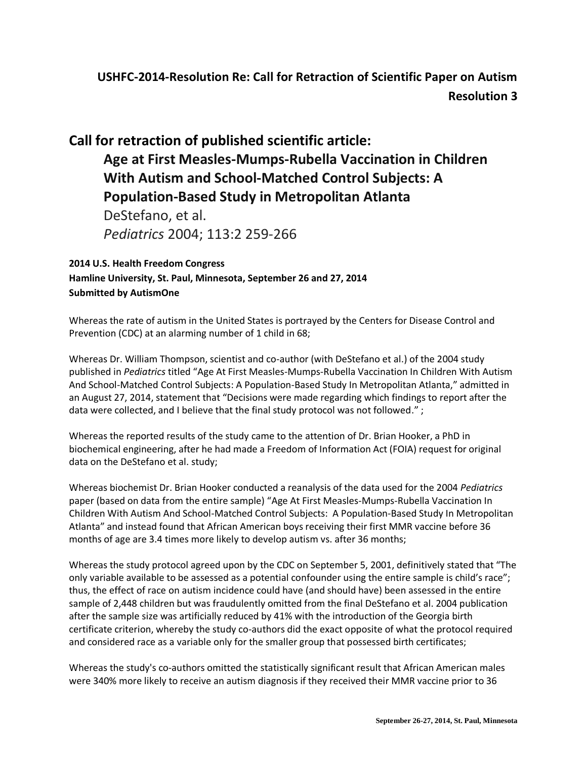## USHFC-2014-Resolution Re: Call for Retraction of Scientific Paper on Autism Resolution 3

# Call for retraction of published scientific article:

## Age at First Measles-Mumps-Rubella Vaccination in Children With Autism and School-Matched Control Subjects: A Population-Based Study in Metropolitan Atlanta

DeStefano, et al.

*Pediatrics* 2004; 113:2 259-266

**2014 U.S. Health Freedom Congress**
**Hamline University, St. Paul, Minnesota, September 26 and 27, 2014**
**Submitted by AutismOne**

Whereas the rate of autism in the United States is portrayed by the Centers for Disease Control and Prevention (CDC) at an alarming number of 1 child in 68;

Whereas Dr. William Thompson, scientist and co-author (with DeStefano et al.) of the 2004 study published in *Pediatrics* titled "Age At First Measles-Mumps-Rubella Vaccination In Children With Autism And School-Matched Control Subjects: A Population-Based Study In Metropolitan Atlanta," admitted in an August 27, 2014, statement that "Decisions were made regarding which findings to report after the data were collected, and I believe that the final study protocol was not followed." ;

Whereas the reported results of the study came to the attention of Dr. Brian Hooker, a PhD in biochemical engineering, after he had made a Freedom of Information Act (FOIA) request for original data on the DeStefano et al. study;

Whereas biochemist Dr. Brian Hooker conducted a reanalysis of the data used for the 2004 *Pediatrics* paper (based on data from the entire sample) "Age At First Measles-Mumps-Rubella Vaccination In Children With Autism And School-Matched Control Subjects: A Population-Based Study In Metropolitan Atlanta" and instead found that African American boys receiving their first MMR vaccine before 36 months of age are 3.4 times more likely to develop autism vs. after 36 months;

Whereas the study protocol agreed upon by the CDC on September 5, 2001, definitively stated that "The only variable available to be assessed as a potential confounder using the entire sample is child's race"; thus, the effect of race on autism incidence could have (and should have) been assessed in the entire sample of 2,448 children but was fraudulently omitted from the final DeStefano et al. 2004 publication after the sample size was artificially reduced by 41% with the introduction of the Georgia birth certificate criterion, whereby the study co-authors did the exact opposite of what the protocol required and considered race as a variable only for the smaller group that possessed birth certificates;

Whereas the study's co-authors omitted the statistically significant result that African American males were 340% more likely to receive an autism diagnosis if they received their MMR vaccine prior to 36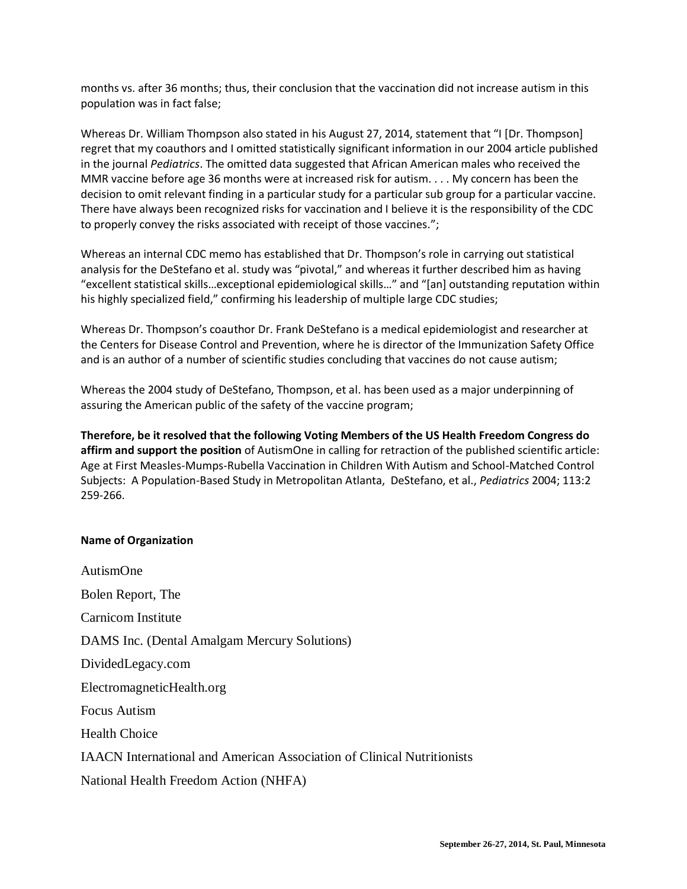months vs. after 36 months; thus, their conclusion that the vaccination did not increase autism in this population was in fact false;

Whereas Dr. William Thompson also stated in his August 27, 2014, statement that "I [Dr. Thompson] regret that my coauthors and I omitted statistically significant information in our 2004 article published in the journal *Pediatrics*. The omitted data suggested that African American males who received the MMR vaccine before age 36 months were at increased risk for autism. . . . My concern has been the decision to omit relevant finding in a particular study for a particular sub group for a particular vaccine. There have always been recognized risks for vaccination and I believe it is the responsibility of the CDC to properly convey the risks associated with receipt of those vaccines.";

Whereas an internal CDC memo has established that Dr. Thompson's role in carrying out statistical analysis for the DeStefano et al. study was "pivotal," and whereas it further described him as having "excellent statistical skills…exceptional epidemiological skills…" and "[an] outstanding reputation within his highly specialized field," confirming his leadership of multiple large CDC studies;

Whereas Dr. Thompson's coauthor Dr. Frank DeStefano is a medical epidemiologist and researcher at the Centers for Disease Control and Prevention, where he is director of the Immunization Safety Office and is an author of a number of scientific studies concluding that vaccines do not cause autism;

Whereas the 2004 study of DeStefano, Thompson, et al. has been used as a major underpinning of assuring the American public of the safety of the vaccine program;

**Therefore, be it resolved that the following Voting Members of the US Health Freedom Congress do affirm and support the position** of AutismOne in calling for retraction of the published scientific article: Age at First Measles-Mumps-Rubella Vaccination in Children With Autism and School-Matched Control Subjects: A Population-Based Study in Metropolitan Atlanta, DeStefano, et al., *Pediatrics* 2004; 113:2 259-266.

**Name of Organization**

AutismOne

Bolen Report, The

Carnicom Institute

DAMS Inc. (Dental Amalgam Mercury Solutions)

DividedLegacy.com

ElectromagneticHealth.org

Focus Autism

Health Choice

IAACN International and American Association of Clinical Nutritionists

National Health Freedom Action (NHFA)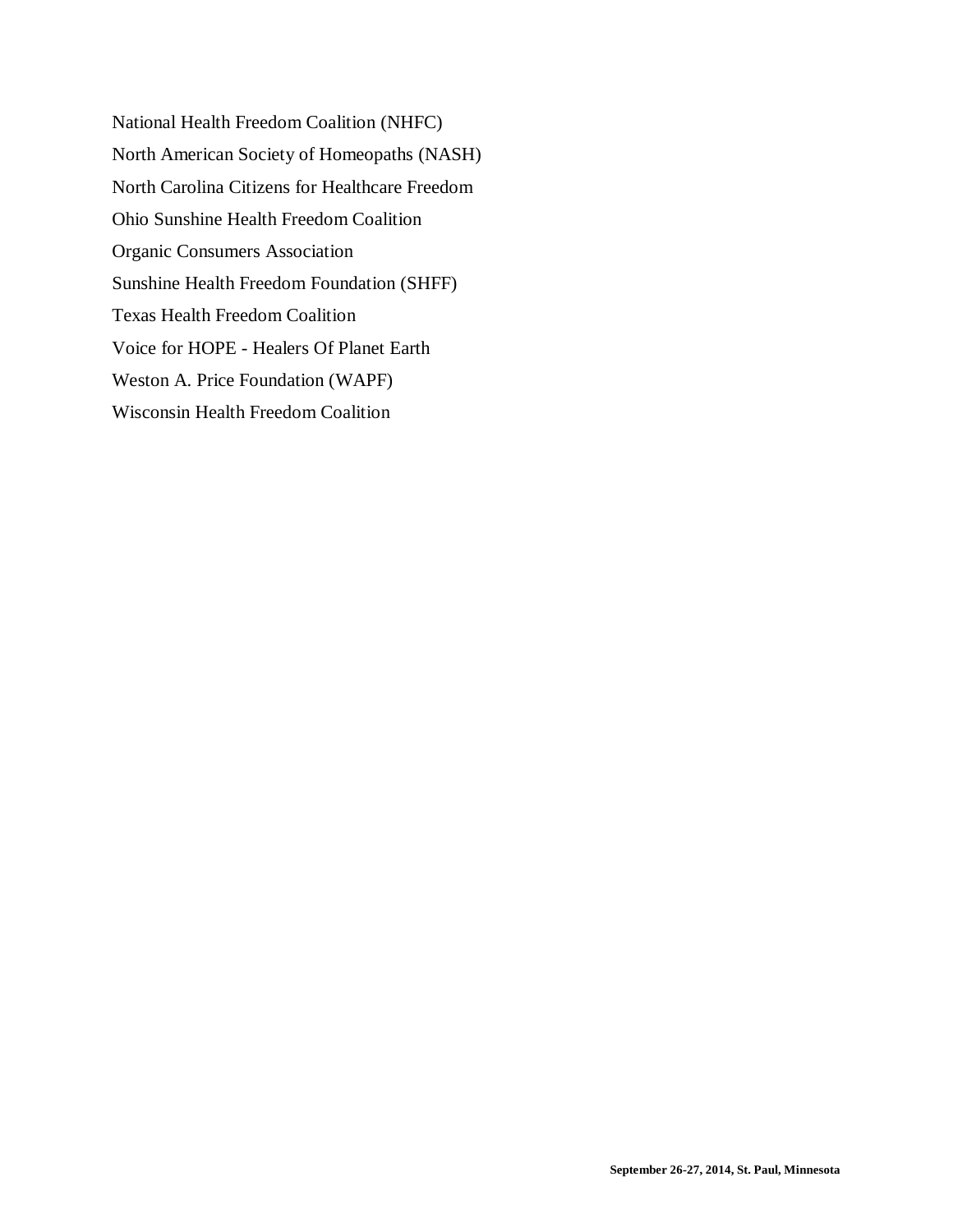National Health Freedom Coalition (NHFC)

North American Society of Homeopaths (NASH)

North Carolina Citizens for Healthcare Freedom

Ohio Sunshine Health Freedom Coalition

Organic Consumers Association

Sunshine Health Freedom Foundation (SHFF)

Texas Health Freedom Coalition

Voice for HOPE - Healers Of Planet Earth

Weston A. Price Foundation (WAPF)

Wisconsin Health Freedom Coalition